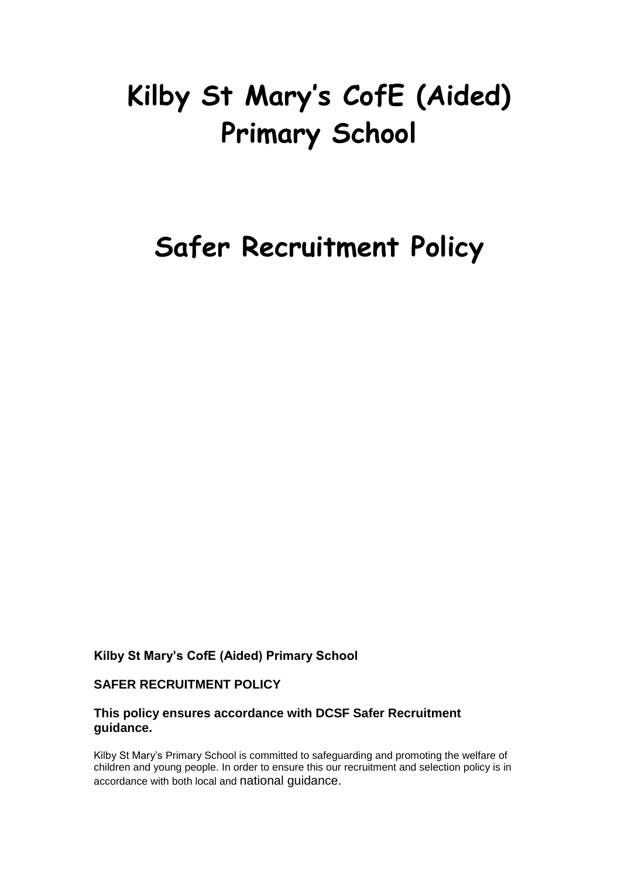# Kilby St Mary's CofE (Aided) Primary School

# Safer Recruitment Policy

**Kilby St Mary's CofE (Aided) Primary School**

**SAFER RECRUITMENT POLICY**

**This policy ensures accordance with DCSF Safer Recruitment guidance.**

Kilby St Mary's Primary School is committed to safeguarding and promoting the welfare of children and young people. In order to ensure this our recruitment and selection policy is in accordance with both local and national guidance.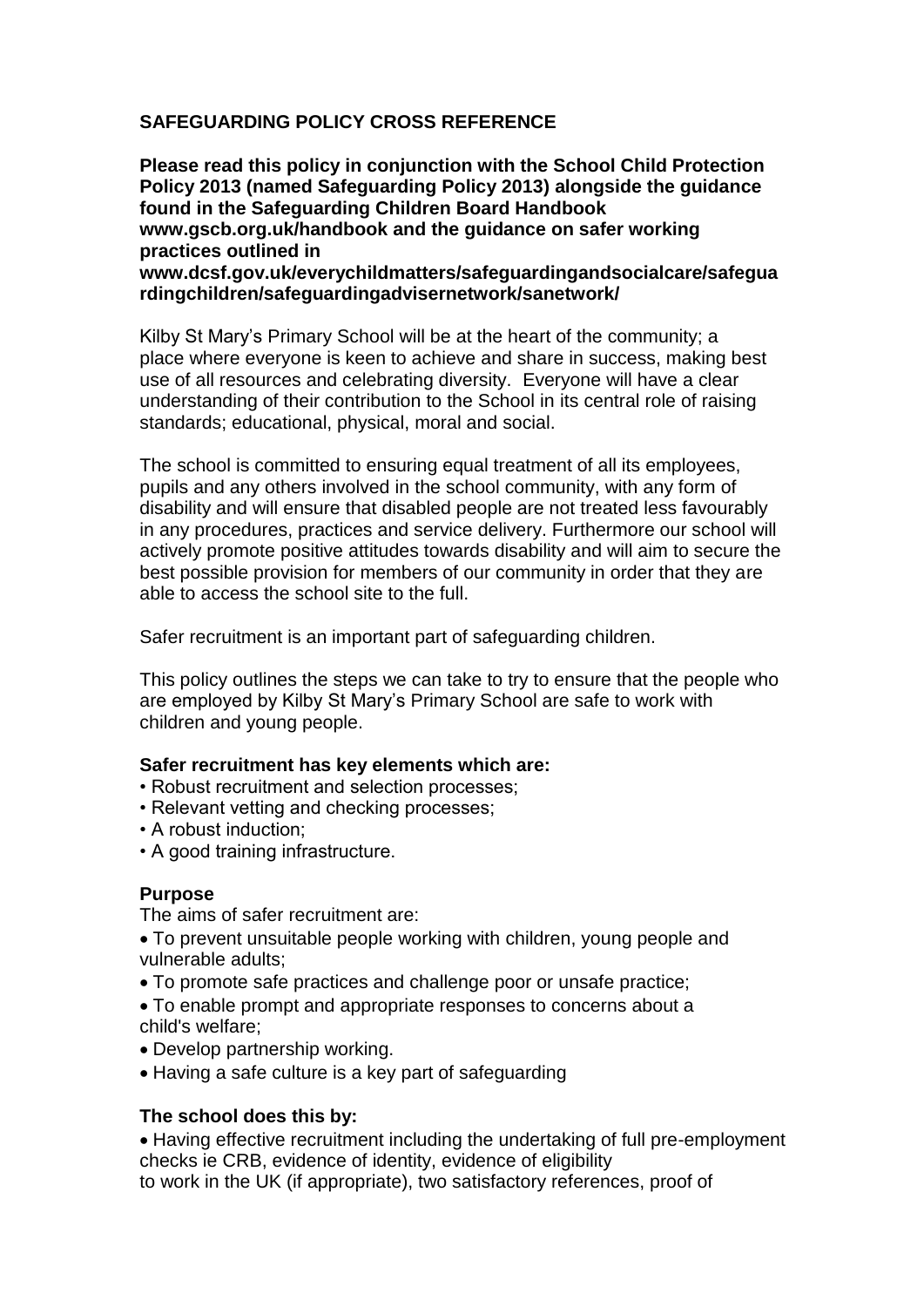## SAFEGUARDING POLICY CROSS REFERENCE

**Please read this policy in conjunction with the School Child Protection Policy 2013 (named Safeguarding Policy 2013) alongside the guidance found in the Safeguarding Children Board Handbook www.gscb.org.uk/handbook and the guidance on safer working practices outlined in www.dcsf.gov.uk/everychildmatters/safeguardingandsocialcare/safeguardingchildren/safeguardingadvisernetwork/sanetwork/**

Kilby St Mary's Primary School will be at the heart of the community; a place where everyone is keen to achieve and share in success, making best use of all resources and celebrating diversity. Everyone will have a clear understanding of their contribution to the School in its central role of raising standards; educational, physical, moral and social.

The school is committed to ensuring equal treatment of all its employees, pupils and any others involved in the school community, with any form of disability and will ensure that disabled people are not treated less favourably in any procedures, practices and service delivery. Furthermore our school will actively promote positive attitudes towards disability and will aim to secure the best possible provision for members of our community in order that they are able to access the school site to the full.

Safer recruitment is an important part of safeguarding children.

This policy outlines the steps we can take to try to ensure that the people who are employed by Kilby St Mary's Primary School are safe to work with children and young people.

**Safer recruitment has key elements which are:**

- Robust recruitment and selection processes;
- Relevant vetting and checking processes;
- A robust induction;
- A good training infrastructure.

**Purpose**

The aims of safer recruitment are:

- To prevent unsuitable people working with children, young people and vulnerable adults;
- To promote safe practices and challenge poor or unsafe practice;
- To enable prompt and appropriate responses to concerns about a child's welfare;
- Develop partnership working.
- Having a safe culture is a key part of safeguarding

**The school does this by:**

- Having effective recruitment including the undertaking of full pre-employment checks ie CRB, evidence of identity, evidence of eligibility to work in the UK (if appropriate), two satisfactory references, proof of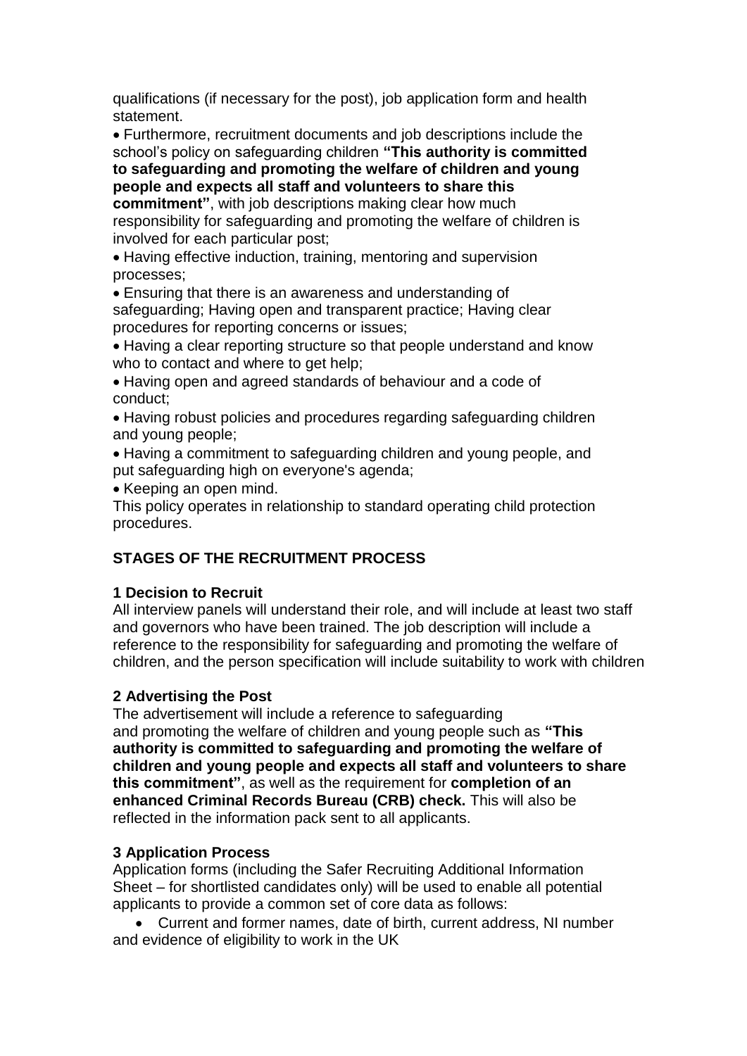qualifications (if necessary for the post), job application form and health statement.

- Furthermore, recruitment documents and job descriptions include the school's policy on safeguarding children **"This authority is committed to safeguarding and promoting the welfare of children and young people and expects all staff and volunteers to share this commitment"**, with job descriptions making clear how much responsibility for safeguarding and promoting the welfare of children is involved for each particular post;
- Having effective induction, training, mentoring and supervision processes;
- Ensuring that there is an awareness and understanding of safeguarding; Having open and transparent practice; Having clear procedures for reporting concerns or issues;
- Having a clear reporting structure so that people understand and know who to contact and where to get help;
- Having open and agreed standards of behaviour and a code of conduct;
- Having robust policies and procedures regarding safeguarding children and young people;
- Having a commitment to safeguarding children and young people, and put safeguarding high on everyone's agenda;
- Keeping an open mind.

This policy operates in relationship to standard operating child protection procedures.

## STAGES OF THE RECRUITMENT PROCESS

### 1 Decision to Recruit

All interview panels will understand their role, and will include at least two staff and governors who have been trained. The job description will include a reference to the responsibility for safeguarding and promoting the welfare of children, and the person specification will include suitability to work with children

### 2 Advertising the Post

The advertisement will include a reference to safeguarding and promoting the welfare of children and young people such as **"This authority is committed to safeguarding and promoting the welfare of children and young people and expects all staff and volunteers to share this commitment"**, as well as the requirement for **completion of an enhanced Criminal Records Bureau (CRB) check.** This will also be reflected in the information pack sent to all applicants.

### 3 Application Process

Application forms (including the Safer Recruiting Additional Information Sheet – for shortlisted candidates only) will be used to enable all potential applicants to provide a common set of core data as follows:

- Current and former names, date of birth, current address, NI number and evidence of eligibility to work in the UK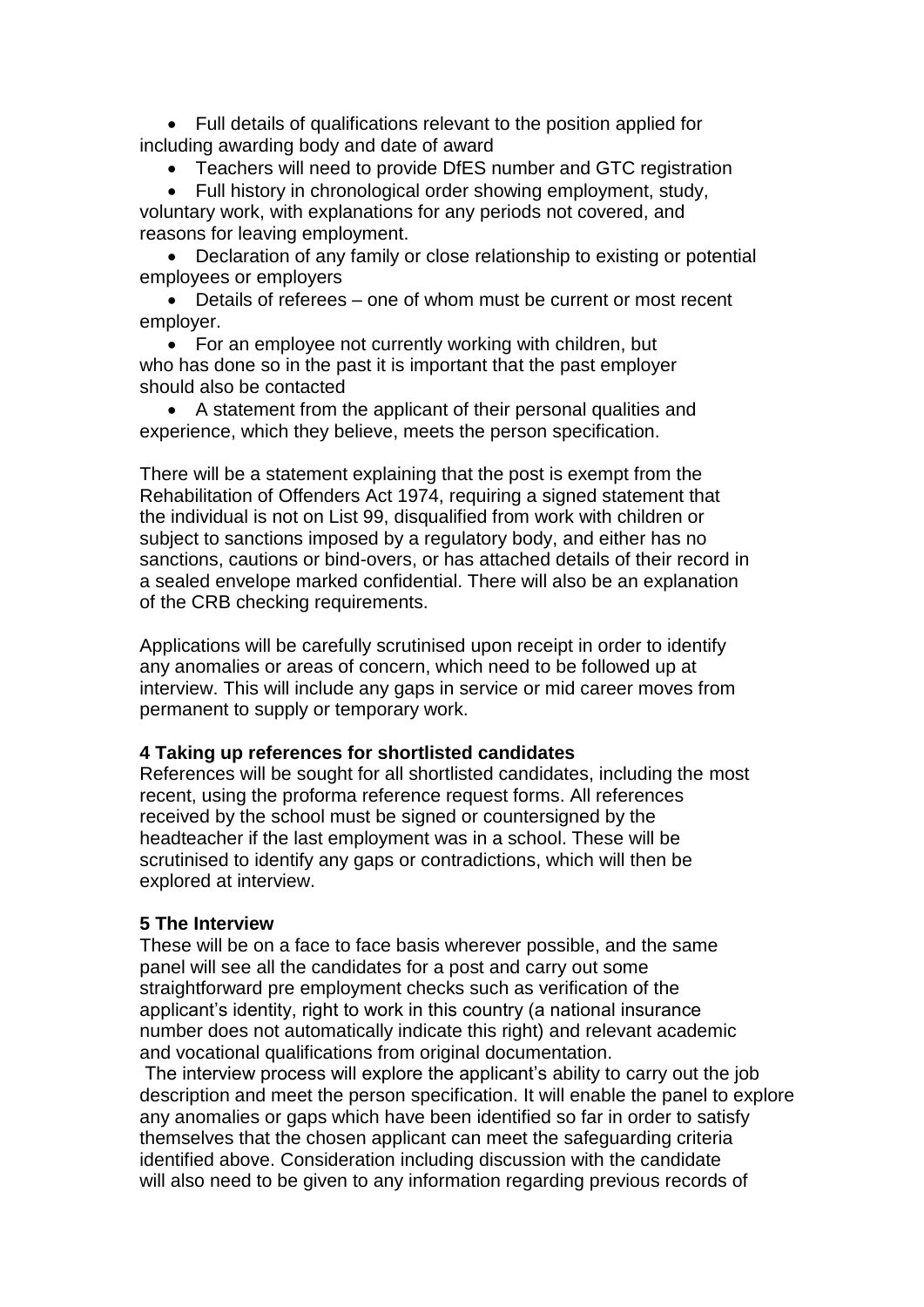- Full details of qualifications relevant to the position applied for including awarding body and date of award
- Teachers will need to provide DfES number and GTC registration
- Full history in chronological order showing employment, study, voluntary work, with explanations for any periods not covered, and reasons for leaving employment.
- Declaration of any family or close relationship to existing or potential employees or employers
- Details of referees – one of whom must be current or most recent employer.
- For an employee not currently working with children, but who has done so in the past it is important that the past employer should also be contacted
- A statement from the applicant of their personal qualities and experience, which they believe, meets the person specification.

There will be a statement explaining that the post is exempt from the Rehabilitation of Offenders Act 1974, requiring a signed statement that the individual is not on List 99, disqualified from work with children or subject to sanctions imposed by a regulatory body, and either has no sanctions, cautions or bind-overs, or has attached details of their record in a sealed envelope marked confidential. There will also be an explanation of the CRB checking requirements.

Applications will be carefully scrutinised upon receipt in order to identify any anomalies or areas of concern, which need to be followed up at interview. This will include any gaps in service or mid career moves from permanent to supply or temporary work.

**4 Taking up references for shortlisted candidates**

References will be sought for all shortlisted candidates, including the most recent, using the proforma reference request forms. All references received by the school must be signed or countersigned by the headteacher if the last employment was in a school. These will be scrutinised to identify any gaps or contradictions, which will then be explored at interview.

**5 The Interview**

These will be on a face to face basis wherever possible, and the same panel will see all the candidates for a post and carry out some straightforward pre employment checks such as verification of the applicant's identity, right to work in this country (a national insurance number does not automatically indicate this right) and relevant academic and vocational qualifications from original documentation.

The interview process will explore the applicant's ability to carry out the job description and meet the person specification. It will enable the panel to explore any anomalies or gaps which have been identified so far in order to satisfy themselves that the chosen applicant can meet the safeguarding criteria identified above. Consideration including discussion with the candidate will also need to be given to any information regarding previous records of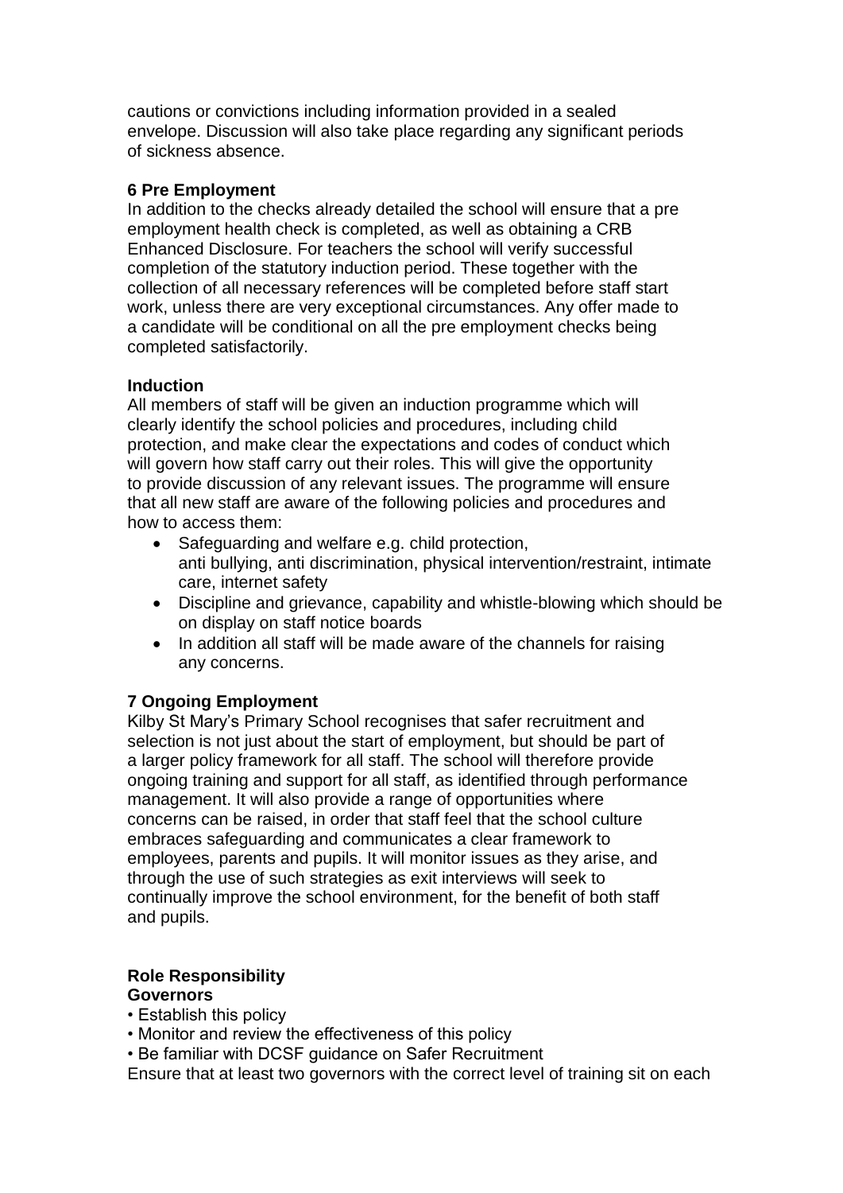cautions or convictions including information provided in a sealed envelope. Discussion will also take place regarding any significant periods of sickness absence.

**6 Pre Employment**

In addition to the checks already detailed the school will ensure that a pre employment health check is completed, as well as obtaining a CRB Enhanced Disclosure. For teachers the school will verify successful completion of the statutory induction period. These together with the collection of all necessary references will be completed before staff start work, unless there are very exceptional circumstances. Any offer made to a candidate will be conditional on all the pre employment checks being completed satisfactorily.

**Induction**

All members of staff will be given an induction programme which will clearly identify the school policies and procedures, including child protection, and make clear the expectations and codes of conduct which will govern how staff carry out their roles. This will give the opportunity to provide discussion of any relevant issues. The programme will ensure that all new staff are aware of the following policies and procedures and how to access them:

- Safeguarding and welfare e.g. child protection, anti bullying, anti discrimination, physical intervention/restraint, intimate care, internet safety
- Discipline and grievance, capability and whistle-blowing which should be on display on staff notice boards
- In addition all staff will be made aware of the channels for raising any concerns.

**7 Ongoing Employment**

Kilby St Mary's Primary School recognises that safer recruitment and selection is not just about the start of employment, but should be part of a larger policy framework for all staff. The school will therefore provide ongoing training and support for all staff, as identified through performance management. It will also provide a range of opportunities where concerns can be raised, in order that staff feel that the school culture embraces safeguarding and communicates a clear framework to employees, parents and pupils. It will monitor issues as they arise, and through the use of such strategies as exit interviews will seek to continually improve the school environment, for the benefit of both staff and pupils.

**Role Responsibility**

**Governors**

- Establish this policy
- Monitor and review the effectiveness of this policy
- Be familiar with DCSF guidance on Safer Recruitment

Ensure that at least two governors with the correct level of training sit on each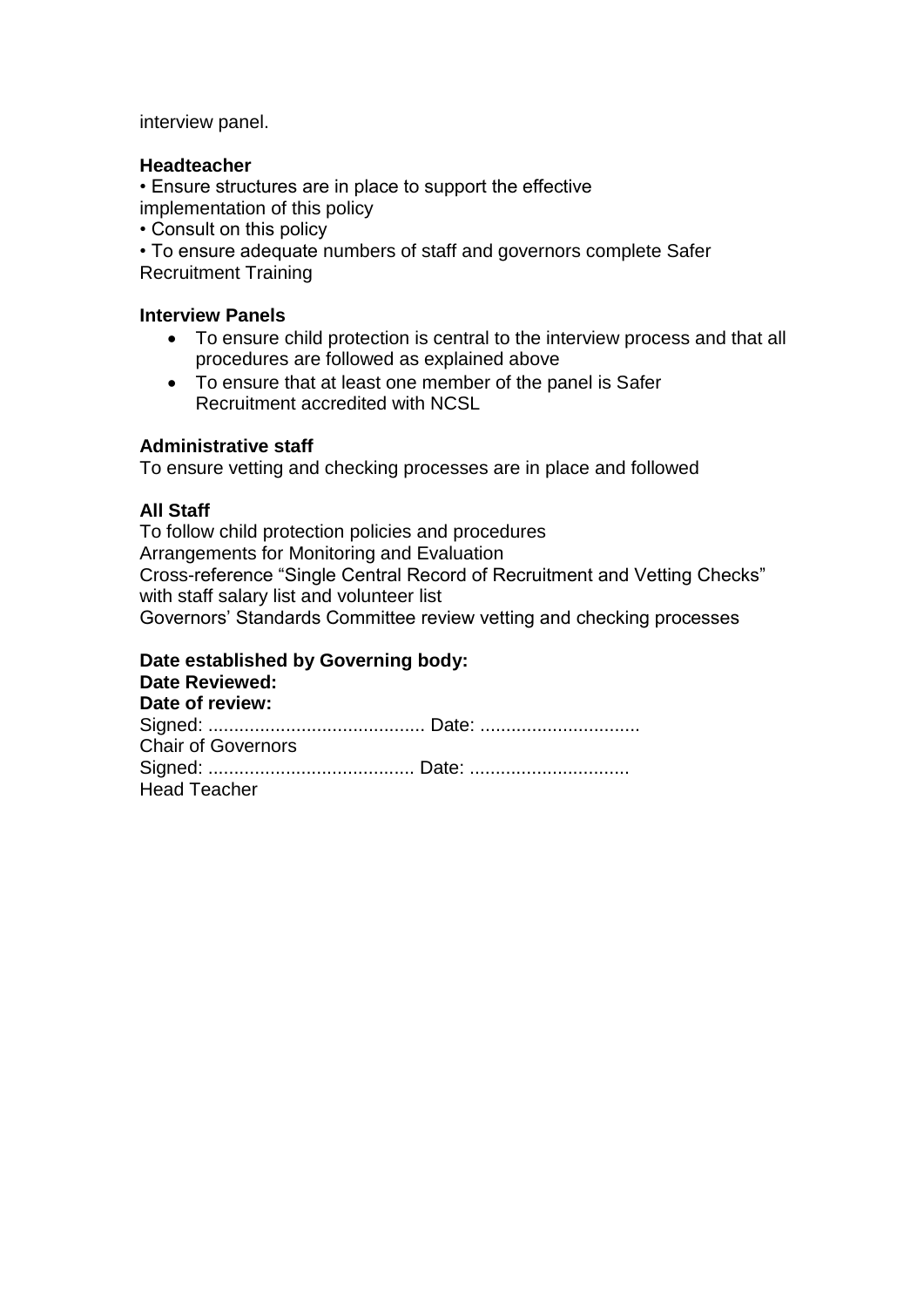interview panel.

**Headteacher**

• Ensure structures are in place to support the effective implementation of this policy
• Consult on this policy
• To ensure adequate numbers of staff and governors complete Safer Recruitment Training

**Interview Panels**

- To ensure child protection is central to the interview process and that all procedures are followed as explained above
- To ensure that at least one member of the panel is Safer Recruitment accredited with NCSL

**Administrative staff**

To ensure vetting and checking processes are in place and followed

**All Staff**

To follow child protection policies and procedures
Arrangements for Monitoring and Evaluation
Cross-reference "Single Central Record of Recruitment and Vetting Checks" with staff salary list and volunteer list
Governors' Standards Committee review vetting and checking processes

**Date established by Governing body:**
**Date Reviewed:**
**Date of review:**

Signed: .......................................... Date: ..............................
Chair of Governors
Signed: ....................................... Date: ..............................
Head Teacher